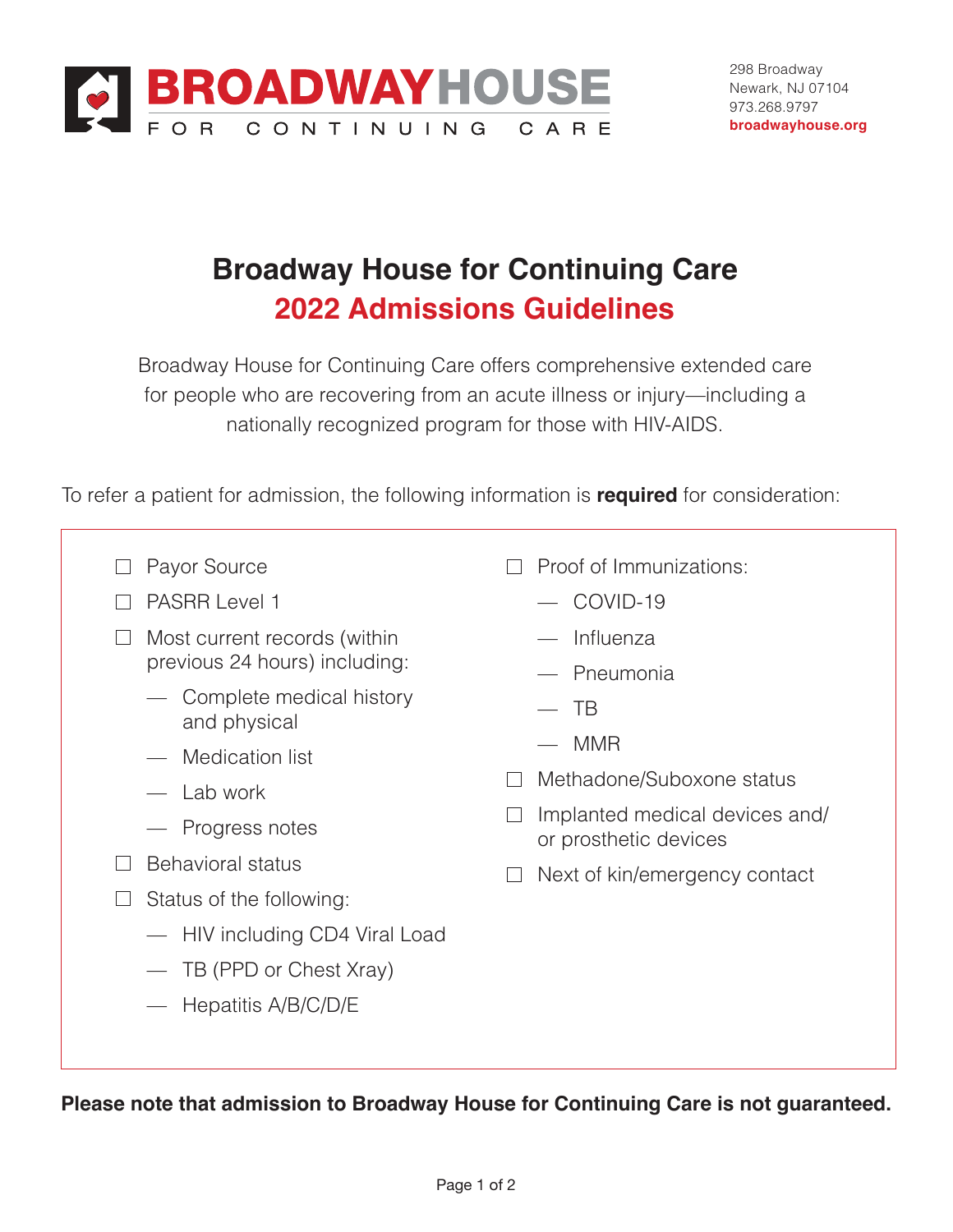**BROADWAYHOUSE**
FOR CONTINUING CARE

298 Broadway
Newark, NJ 07104
973.268.9797
**broadwayhouse.org**

# Broadway House for Continuing Care
## 2022 Admissions Guidelines

Broadway House for Continuing Care offers comprehensive extended care for people who are recovering from an acute illness or injury—including a nationally recognized program for those with HIV-AIDS.

To refer a patient for admission, the following information is **required** for consideration:

- ☐ Payor Source
- ☐ PASRR Level 1
- ☐ Most current records (within previous 24 hours) including:
  - Complete medical history and physical
  - Medication list
  - Lab work
  - Progress notes
- ☐ Behavioral status
- ☐ Status of the following:
  - HIV including CD4 Viral Load
  - TB (PPD or Chest Xray)
  - Hepatitis A/B/C/D/E
- ☐ Proof of Immunizations:
  - COVID-19
  - Influenza
  - Pneumonia
  - TB
  - MMR
- ☐ Methadone/Suboxone status
- ☐ Implanted medical devices and/or prosthetic devices
- ☐ Next of kin/emergency contact

**Please note that admission to Broadway House for Continuing Care is not guaranteed.**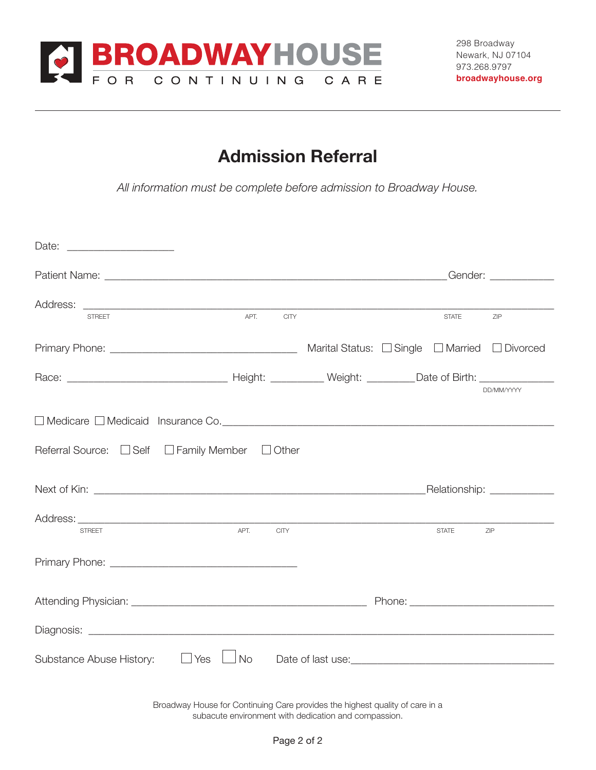**BROADWAYHOUSE**
FOR CONTINUING CARE

298 Broadway
Newark, NJ 07104
973.268.9797
**broadwayhouse.org**

---

# Admission Referral

*All information must be complete before admission to Broadway House.*

Date: ___________________

Patient Name: ____________________________________________________________ Gender: ___________

Address: __________________________________________________________________________________
STREET APT. CITY STATE ZIP

Primary Phone: _________________________________ Marital Status: ☐ Single ☐ Married ☐ Divorced

Race: ____________________________ Height: _________ Weight: ________ Date of Birth: ____________
DD/MM/YYYY

☐ Medicare ☐ Medicaid Insurance Co. ___________________________________________________________

Referral Source: ☐ Self ☐ Family Member ☐ Other

Next of Kin: __________________________________________________________ Relationship: ___________

Address: __________________________________________________________________________________
STREET APT. CITY STATE ZIP

Primary Phone: _________________________________

Attending Physician: _________________________________________ Phone: _________________________

Diagnosis: ________________________________________________________________________________

Substance Abuse History: ☐ Yes ☐ No Date of last use: __________________________________

Broadway House for Continuing Care provides the highest quality of care in a subacute environment with dedication and compassion.